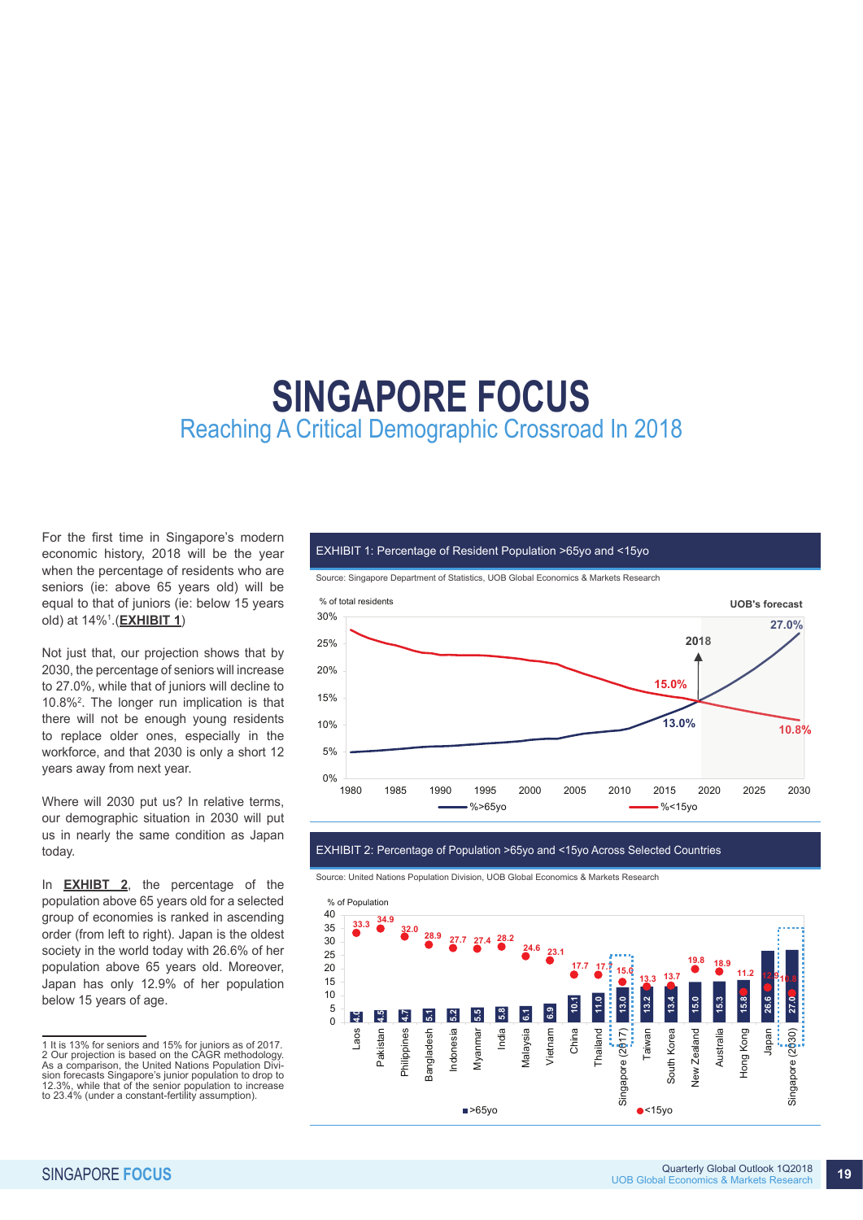# SINGAPORE FOCUS

## Reaching A Critical Demographic Crossroad In 2018

For the first time in Singapore's modern economic history, 2018 will be the year when the percentage of residents who are seniors (ie: above 65 years old) will be equal to that of juniors (ie: below 15 years old) at 14%[1].(**EXHIBIT 1**)

Not just that, our projection shows that by 2030, the percentage of seniors will increase to 27.0%, while that of juniors will decline to 10.8%[2]. The longer run implication is that there will not be enough young residents to replace older ones, especially in the workforce, and that 2030 is only a short 12 years away from next year.

Where will 2030 put us? In relative terms, our demographic situation in 2030 will put us in nearly the same condition as Japan today.

In **EXHIBT 2**, the percentage of the population above 65 years old for a selected group of economies is ranked in ascending order (from left to right). Japan is the oldest society in the world today with 26.6% of her population above 65 years old. Moreover, Japan has only 12.9% of her population below 15 years of age.

EXHIBIT 1: Percentage of Resident Population >65yo and <15yo

Source: Singapore Department of Statistics, UOB Global Economics & Markets Research

EXHIBIT 2: Percentage of Population >65yo and <15yo Across Selected Countries

Source: United Nations Population Division, UOB Global Economics & Markets Research

| Country | >65yo | <15yo |
|---|---|---|
| Laos | 4.0 | 33.3 |
| Pakistan | 4.5 | 34.9 |
| Philippines | 4.7 | 32.0 |
| Bangladesh | 5.1 | 28.9 |
| Indonesia | 5.2 | 27.7 |
| Myanmar | 5.5 | 27.4 |
| India | 5.8 | 28.2 |
| Malaysia | 6.1 | 24.6 |
| Vietnam | 6.9 | 23.1 |
| China | 10.1 | 17.7 |
| Thailand | 11.0 | 17.7 |
| Singapore (2017) | 13.0 | 15.0 |
| Taiwan | 13.2 | 13.3 |
| South Korea | 13.4 | 13.7 |
| New Zealand | 15.0 | 19.8 |
| Australia | 15.3 | 18.9 |
| Hong Kong | 15.8 | 11.2 |
| Japan | 26.6 | 12.9 |
| Singapore (2030) | 27.0 | 10.8 |

---

1 It is 13% for seniors and 15% for juniors as of 2017.

2 Our projection is based on the CAGR methodology. As a comparison, the United Nations Population Division forecasts Singapore's junior population to drop to 12.3%, while that of the senior population to increase to 23.4% (under a constant-fertility assumption).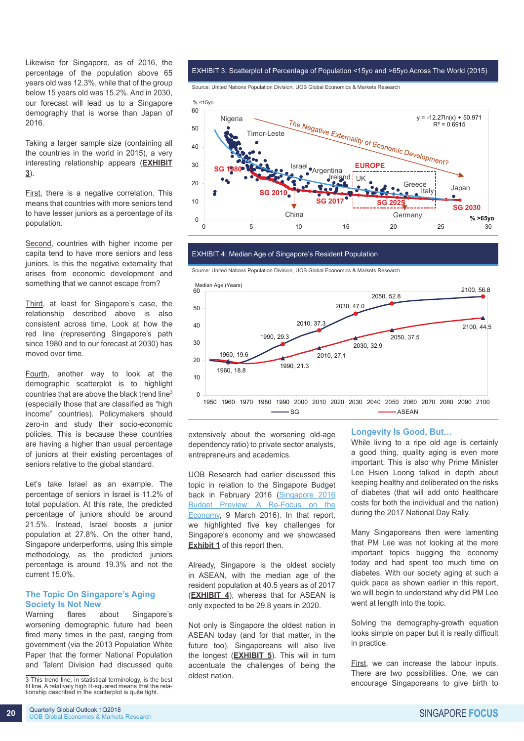Likewise for Singapore, as of 2016, the percentage of the population above 65 years old was 12.3%, while that of the group below 15 years old was 15.2%. And in 2030, our forecast will lead us to a Singapore demography that is worse than Japan of 2016.

Taking a larger sample size (containing all the countries in the world in 2015), a very interesting relationship appears (**EXHIBIT 3**).

First, there is a negative correlation. This means that countries with more seniors tend to have lesser juniors as a percentage of its population.

Second, countries with higher income per capita tend to have more seniors and less juniors. Is this the negative externality that arises from economic development and something that we cannot escape from?

Third, at least for Singapore's case, the relationship described above is also consistent across time. Look at how the red line (representing Singapore's path since 1980 and to our forecast at 2030) has moved over time.

Fourth, another way to look at the demographic scatterplot is to highlight countries that are above the black trend line[3] (especially those that are classified as "high income" countries). Policymakers should zero-in and study their socio-economic policies. This is because these countries are having a higher than usual percentage of juniors at their existing percentages of seniors relative to the global standard.

Let's take Israel as an example. The percentage of seniors in Israel is 11.2% of total population. At this rate, the predicted percentage of juniors should be around 21.5%. Instead, Israel boosts a junior population at 27.8%. On the other hand, Singapore underperforms, using this simple methodology, as the predicted juniors percentage is around 19.3% and not the current 15.0%.

### The Topic On Singapore's Aging Society Is Not New

Warning flares about Singapore's worsening demographic future had been fired many times in the past, ranging from government (via the 2013 Population White Paper that the former National Population and Talent Division had discussed quite extensively about the worsening old-age dependency ratio) to private sector analysts, entrepreneurs and academics.

UOB Research had earlier discussed this topic in relation to the Singapore Budget back in February 2016 (Singapore 2016 Budget Preview: A Re-Focus on the Economy, 9 March 2016). In that report, we highlighted five key challenges for Singapore's economy and we showcased **Exhibit 1** of this report then.

Already, Singapore is the oldest society in ASEAN, with the median age of the resident population at 40.5 years as of 2017 (**EXHIBIT 4**), whereas that for ASEAN is only expected to be 29.8 years in 2020.

Not only is Singapore the oldest nation in ASEAN today (and for that matter, in the future too), Singaporeans will also live the longest (**EXHIBIT 5**). This will in turn accentuate the challenges of being the oldest nation.

### Longevity Is Good, But…

While living to a ripe old age is certainly a good thing, quality aging is even more important. This is also why Prime Minister Lee Hsien Loong talked in depth about keeping healthy and deliberated on the risks of diabetes (that will add onto healthcare costs for both the individual and the nation) during the 2017 National Day Rally.

Many Singaporeans then were lamenting that PM Lee was not looking at the more important topics bugging the economy today and had spent too much time on diabetes. With our society aging at such a quick pace as shown earlier in this report, we will begin to understand why did PM Lee went at length into the topic.

Solving the demography-growth equation looks simple on paper but it is really difficult in practice.

First, we can increase the labour inputs. There are two possibilities. One, we can encourage Singaporeans to give birth to

**EXHIBIT 3: Scatterplot of Percentage of Population <15yo and >65yo Across The World (2015)**

Source: United Nations Population Division, UOB Global Economics & Markets Research

% <15yo; % >65yo

$y = -12.27\ln(x) + 50.971$
$R^2 = 0.6915$

The Negative Externality of Economic Development?

Labels: Nigeria, Timor-Leste, Israel, Argentina, Ireland, UK, EUROPE, Greece, Italy, Japan, China, Germany, SG 1980, SG 2010, SG 2017, SG 2025, SG 2030

**EXHIBIT 4: Median Age of Singapore's Resident Population**

Source: United Nations Population Division, UOB Global Economics & Markets Research

Median Age (Years)

| Year | SG | ASEAN |
|---|---|---|
| 1960 | 19.6 | 18.8 |
| 1990 | 29.3 | 21.3 |
| 2010 | 37.3 | 27.1 |
| 2030 | 47.0 | 32.9 |
| 2050 | 52.8 | 37.5 |
| 2100 | 56.8 | 44.5 |

[3] This trend line, in statistical terminology, is the best fit line. A relatively high R-squared means that the relationship described in the scatterplot is quite tight.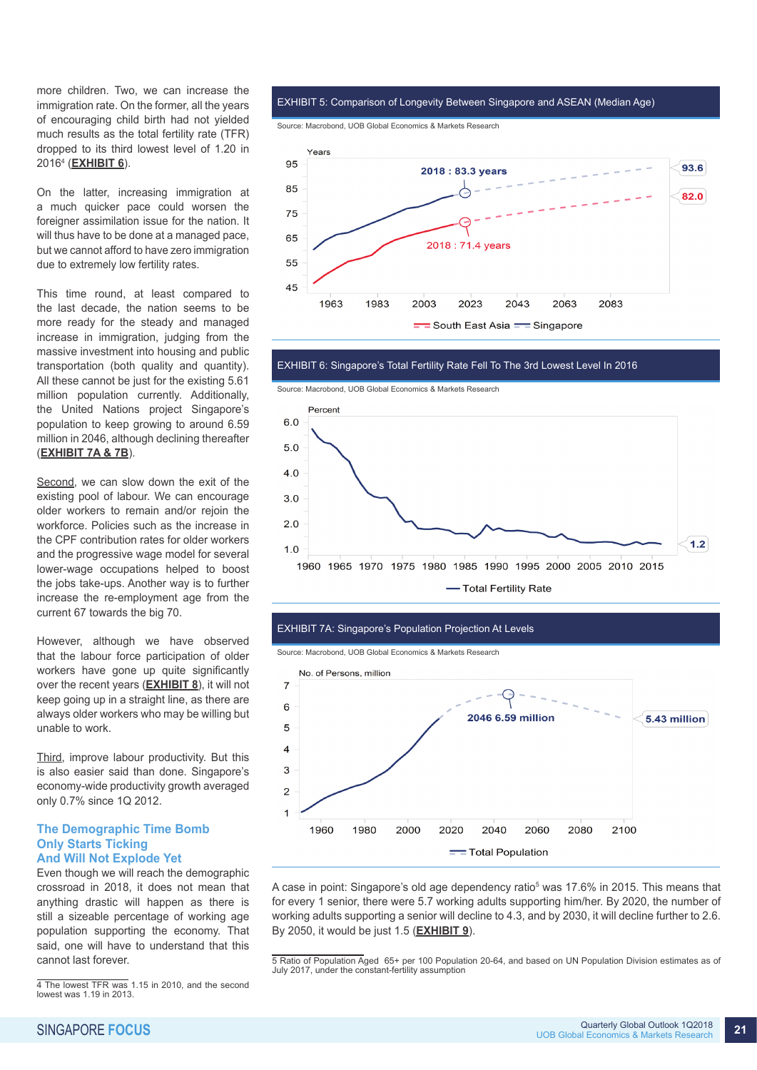more children. Two, we can increase the immigration rate. On the former, all the years of encouraging child birth had not yielded much results as the total fertility rate (TFR) dropped to its third lowest level of 1.20 in 2016[4] (**EXHIBIT 6**).

On the latter, increasing immigration at a much quicker pace could worsen the foreigner assimilation issue for the nation. It will thus have to be done at a managed pace, but we cannot afford to have zero immigration due to extremely low fertility rates.

This time round, at least compared to the last decade, the nation seems to be more ready for the steady and managed increase in immigration, judging from the massive investment into housing and public transportation (both quality and quantity). All these cannot be just for the existing 5.61 million population currently. Additionally, the United Nations project Singapore's population to keep growing to around 6.59 million in 2046, although declining thereafter (**EXHIBIT 7A & 7B**).

Second, we can slow down the exit of the existing pool of labour. We can encourage older workers to remain and/or rejoin the workforce. Policies such as the increase in the CPF contribution rates for older workers and the progressive wage model for several lower-wage occupations helped to boost the jobs take-ups. Another way is to further increase the re-employment age from the current 67 towards the big 70.

However, although we have observed that the labour force participation of older workers have gone up quite significantly over the recent years (**EXHIBIT 8**), it will not keep going up in a straight line, as there are always older workers who may be willing but unable to work.

Third, improve labour productivity. But this is also easier said than done. Singapore's economy-wide productivity growth averaged only 0.7% since 1Q 2012.

## The Demographic Time Bomb Only Starts Ticking And Will Not Explode Yet

Even though we will reach the demographic crossroad in 2018, it does not mean that anything drastic will happen as there is still a sizeable percentage of working age population supporting the economy. That said, one will have to understand that this cannot last forever.

4 The lowest TFR was 1.15 in 2010, and the second lowest was 1.19 in 2013.

**EXHIBIT 5: Comparison of Longevity Between Singapore and ASEAN (Median Age)**

Source: Macrobond, UOB Global Economics & Markets Research

**EXHIBIT 6: Singapore's Total Fertility Rate Fell To The 3rd Lowest Level In 2016**

Source: Macrobond, UOB Global Economics & Markets Research

**EXHIBIT 7A: Singapore's Population Projection At Levels**

Source: Macrobond, UOB Global Economics & Markets Research

A case in point: Singapore's old age dependency ratio[5] was 17.6% in 2015. This means that for every 1 senior, there were 5.7 working adults supporting him/her. By 2020, the number of working adults supporting a senior will decline to 4.3, and by 2030, it will decline further to 2.6. By 2050, it would be just 1.5 (**EXHIBIT 9**).

5 Ratio of Population Aged 65+ per 100 Population 20-64, and based on UN Population Division estimates as of July 2017, under the constant-fertility assumption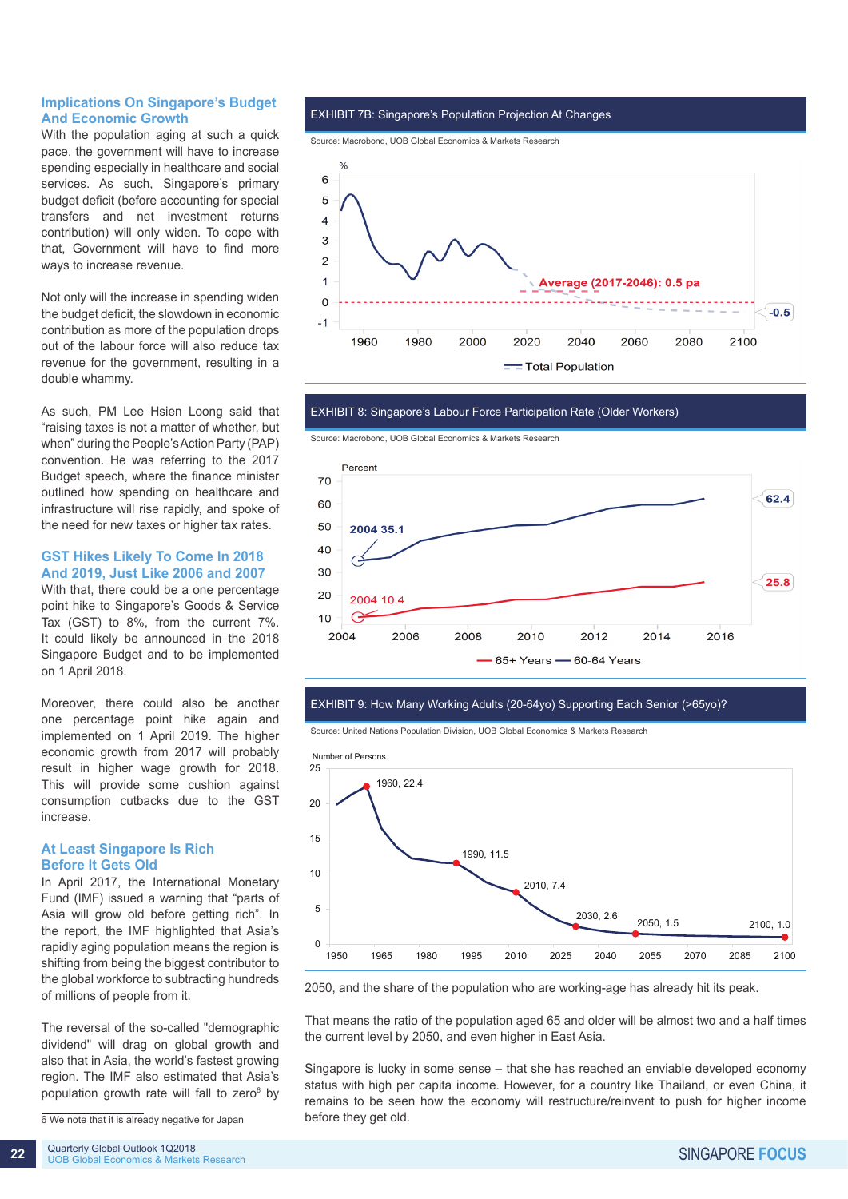## Implications On Singapore's Budget And Economic Growth

With the population aging at such a quick pace, the government will have to increase spending especially in healthcare and social services. As such, Singapore's primary budget deficit (before accounting for special transfers and net investment returns contribution) will only widen. To cope with that, Government will have to find more ways to increase revenue.

Not only will the increase in spending widen the budget deficit, the slowdown in economic contribution as more of the population drops out of the labour force will also reduce tax revenue for the government, resulting in a double whammy.

As such, PM Lee Hsien Loong said that "raising taxes is not a matter of whether, but when" during the People's Action Party (PAP) convention. He was referring to the 2017 Budget speech, where the finance minister outlined how spending on healthcare and infrastructure will rise rapidly, and spoke of the need for new taxes or higher tax rates.

## GST Hikes Likely To Come In 2018 And 2019, Just Like 2006 and 2007

With that, there could be a one percentage point hike to Singapore's Goods & Service Tax (GST) to 8%, from the current 7%. It could likely be announced in the 2018 Singapore Budget and to be implemented on 1 April 2018.

Moreover, there could also be another one percentage point hike again and implemented on 1 April 2019. The higher economic growth from 2017 will probably result in higher wage growth for 2018. This will provide some cushion against consumption cutbacks due to the GST increase.

## At Least Singapore Is Rich Before It Gets Old

In April 2017, the International Monetary Fund (IMF) issued a warning that "parts of Asia will grow old before getting rich". In the report, the IMF highlighted that Asia's rapidly aging population means the region is shifting from being the biggest contributor to the global workforce to subtracting hundreds of millions of people from it.

The reversal of the so-called "demographic dividend" will drag on global growth and also that in Asia, the world's fastest growing region. The IMF also estimated that Asia's population growth rate will fall to zero[6] by 2050, and the share of the population who are working-age has already hit its peak.

That means the ratio of the population aged 65 and older will be almost two and a half times the current level by 2050, and even higher in East Asia.

Singapore is lucky in some sense – that she has reached an enviable developed economy status with high per capita income. However, for a country like Thailand, or even China, it remains to be seen how the economy will restructure/reinvent to push for higher income before they get old.

6 We note that it is already negative for Japan

**EXHIBIT 7B: Singapore's Population Projection At Changes**

Source: Macrobond, UOB Global Economics & Markets Research

%
Average (2017-2046): 0.5 pa
-0.5
Total Population

**EXHIBIT 8: Singapore's Labour Force Participation Rate (Older Workers)**

Source: Macrobond, UOB Global Economics & Markets Research

Percent
2004 35.1
2004 10.4
62.4
25.8
65+ Years — 60-64 Years

**EXHIBIT 9: How Many Working Adults (20-64yo) Supporting Each Senior (>65yo)?**

Source: United Nations Population Division, UOB Global Economics & Markets Research

Number of Persons
1960, 22.4
1990, 11.5
2010, 7.4
2030, 2.6
2050, 1.5
2100, 1.0